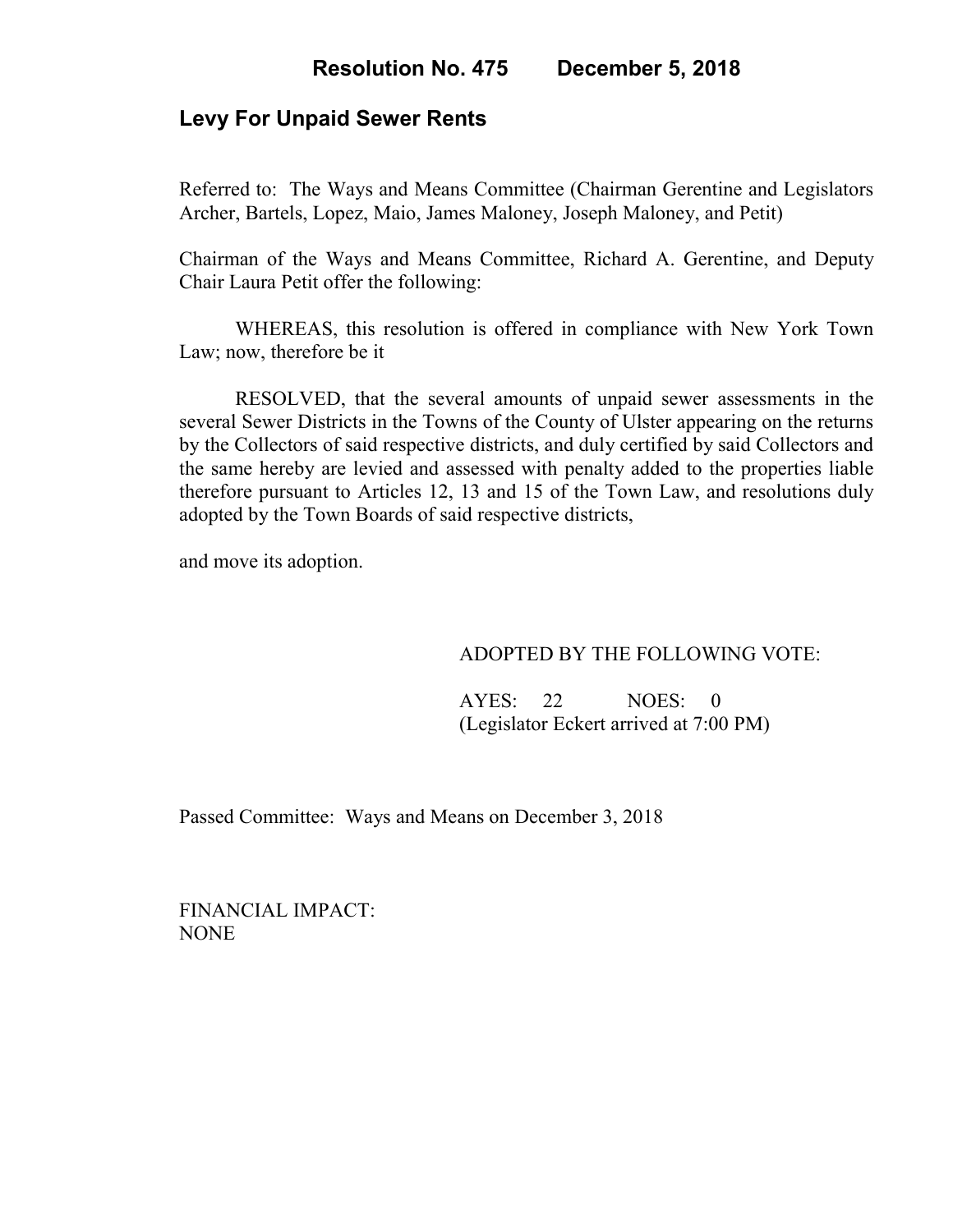# Resolution No. 475 December 5, 2018

## Levy For Unpaid Sewer Rents

Referred to: The Ways and Means Committee (Chairman Gerentine and Legislators Archer, Bartels, Lopez, Maio, James Maloney, Joseph Maloney, and Petit)

Chairman of the Ways and Means Committee, Richard A. Gerentine, and Deputy Chair Laura Petit offer the following:

WHEREAS, this resolution is offered in compliance with New York Town Law; now, therefore be it

RESOLVED, that the several amounts of unpaid sewer assessments in the several Sewer Districts in the Towns of the County of Ulster appearing on the returns by the Collectors of said respective districts, and duly certified by said Collectors and the same hereby are levied and assessed with penalty added to the properties liable therefore pursuant to Articles 12, 13 and 15 of the Town Law, and resolutions duly adopted by the Town Boards of said respective districts,

and move its adoption.

ADOPTED BY THE FOLLOWING VOTE:

AYES: 22 NOES: 0
(Legislator Eckert arrived at 7:00 PM)

Passed Committee: Ways and Means on December 3, 2018

FINANCIAL IMPACT:
NONE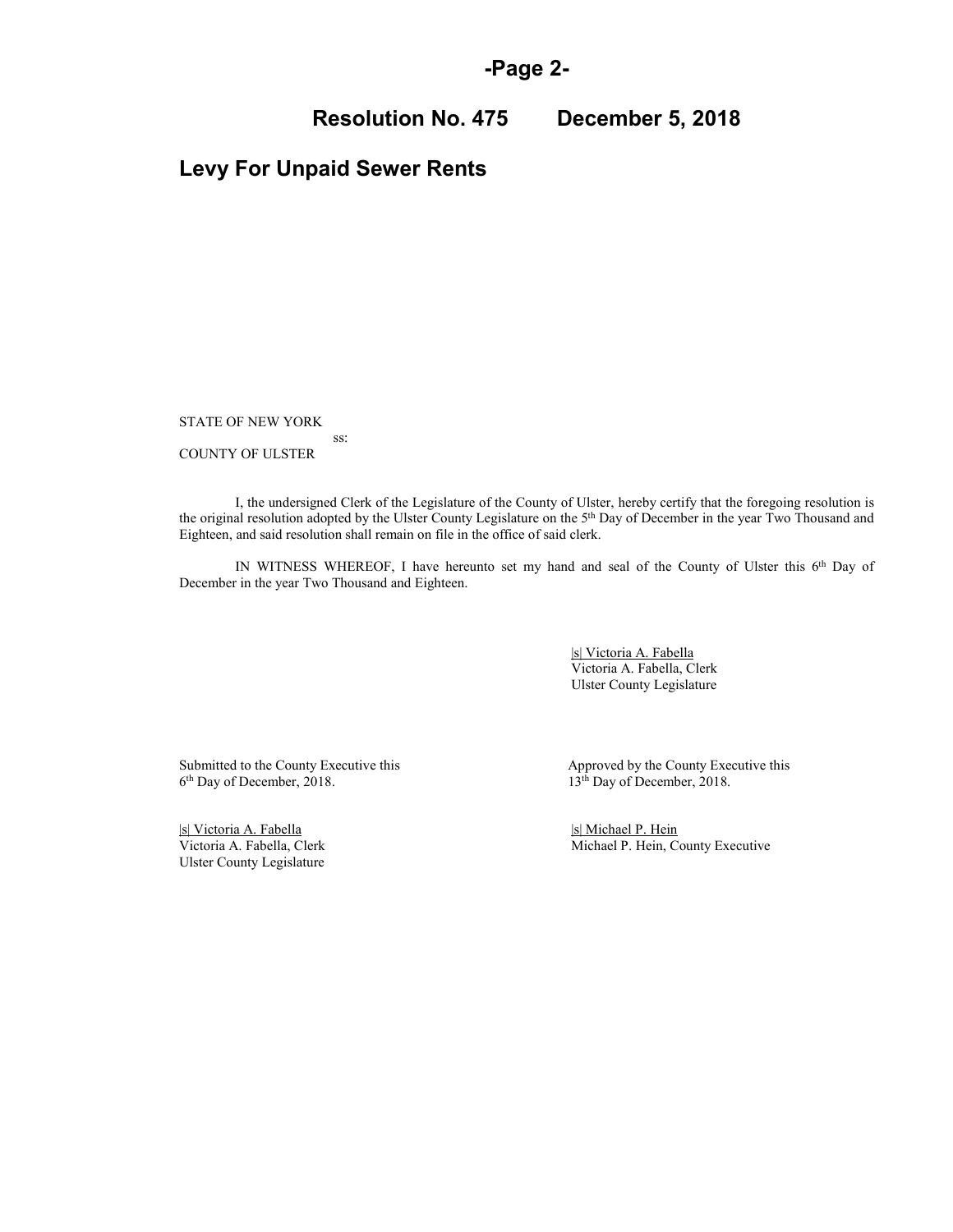# -Page 2-

## Resolution No. 475 December 5, 2018

## Levy For Unpaid Sewer Rents

STATE OF NEW YORK
ss:
COUNTY OF ULSTER

I, the undersigned Clerk of the Legislature of the County of Ulster, hereby certify that the foregoing resolution is the original resolution adopted by the Ulster County Legislature on the 5th Day of December in the year Two Thousand and Eighteen, and said resolution shall remain on file in the office of said clerk.

IN WITNESS WHEREOF, I have hereunto set my hand and seal of the County of Ulster this 6th Day of December in the year Two Thousand and Eighteen.

|s| Victoria A. Fabella
Victoria A. Fabella, Clerk
Ulster County Legislature

Submitted to the County Executive this
6th Day of December, 2018.

|s| Victoria A. Fabella
Victoria A. Fabella, Clerk
Ulster County Legislature

Approved by the County Executive this
13th Day of December, 2018.

|s| Michael P. Hein
Michael P. Hein, County Executive